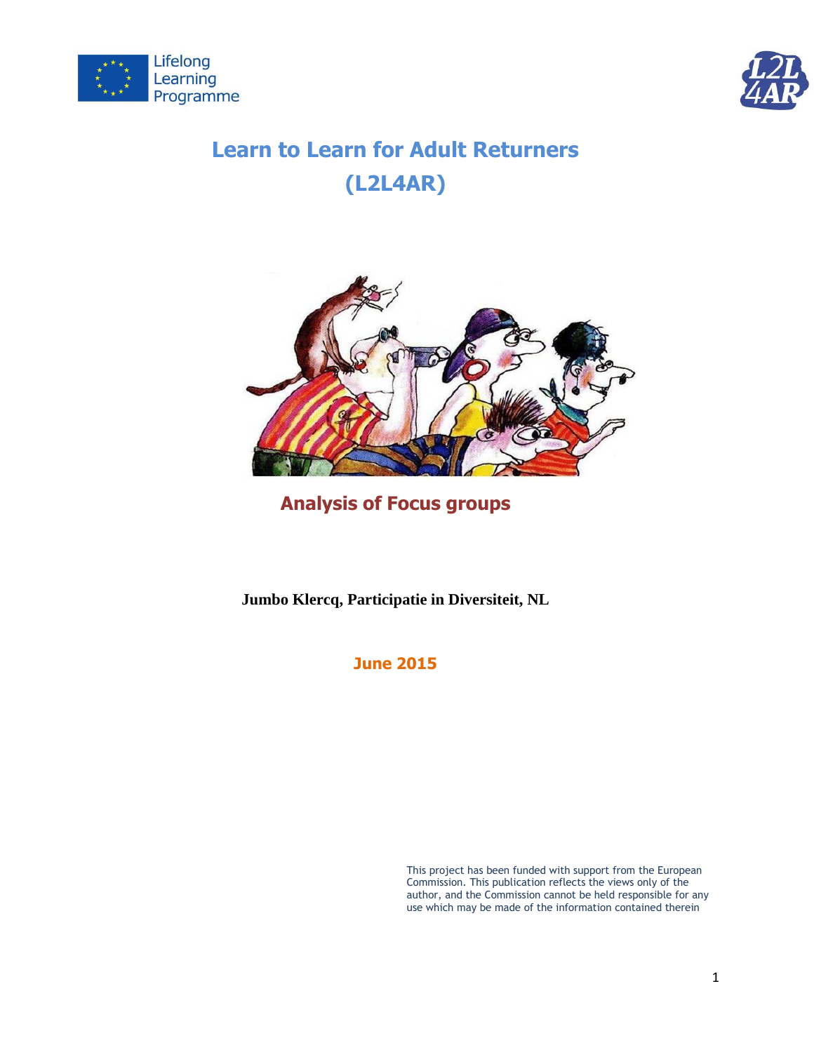Lifelong Learning Programme

# Learn to Learn for Adult Returners (L2L4AR)

## Analysis of Focus groups

**Jumbo Klercq, Participatie in Diversiteit, NL**

**June 2015**

This project has been funded with support from the European Commission. This publication reflects the views only of the author, and the Commission cannot be held responsible for any use which may be made of the information contained therein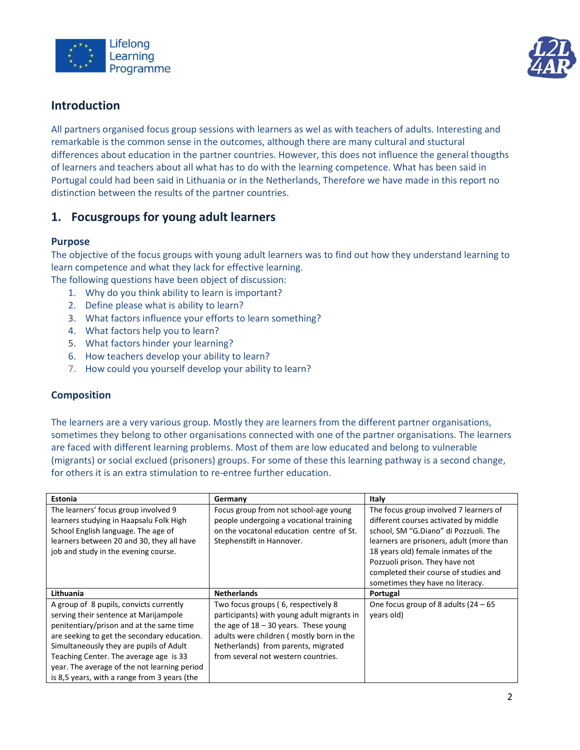## Introduction

All partners organised focus group sessions with learners as wel as with teachers of adults. Interesting and remarkable is the common sense in the outcomes, although there are many cultural and stuctural differences about education in the partner countries. However, this does not influence the general thougths of learners and teachers about all what has to do with the learning competence. What has been said in Portugal could had been said in Lithuania or in the Netherlands, Therefore we have made in this report no distinction between the results of the partner countries.

## 1. Focusgroups for young adult learners

### Purpose

The objective of the focus groups with young adult learners was to find out how they understand learning to learn competence and what they lack for effective learning.
The following questions have been object of discussion:

1. Why do you think ability to learn is important?
2. Define please what is ability to learn?
3. What factors influence your efforts to learn something?
4. What factors help you to learn?
5. What factors hinder your learning?
6. How teachers develop your ability to learn?
7. How could you yourself develop your ability to learn?

### Composition

The learners are a very various group. Mostly they are learners from the different partner organisations, sometimes they belong to other organisations connected with one of the partner organisations. The learners are faced with different learning problems. Most of them are low educated and belong to vulnerable (migrants) or social exclued (prisoners) groups. For some of these this learning pathway is a second change, for others it is an extra stimulation to re-entree further education.

| Estonia | Germany | Italy |
|---|---|---|
| The learners' focus group involved 9 learners studying in Haapsalu Folk High School English language. The age of learners between 20 and 30, they all have job and study in the evening course. | Focus group from not school-age young people undergoing a vocational training on the vocatonal education centre of St. Stephenstift in Hannover. | The focus group involved 7 learners of different courses activated by middle school, SM "G.Diano" di Pozzuoli. The learners are prisoners, adult (more than 18 years old) female inmates of the Pozzuoli prison. They have not completed their course of studies and sometimes they have no literacy. |
| **Lithuania** | **Netherlands** | **Portugal** |
| A group of 8 pupils, convicts currently serving their sentence at Marijampole penitentiary/prison and at the same time are seeking to get the secondary education. Simultaneously they are pupils of Adult Teaching Center. The average age is 33 year. The average of the not learning period is 8,5 years, with a range from 3 years (the | Two focus groups ( 6, respectively 8 participants) with young adult migrants in the age of 18 – 30 years. These young adults were children ( mostly born in the Netherlands) from parents, migrated from several not western countries. | One focus group of 8 adults (24 – 65 years old) |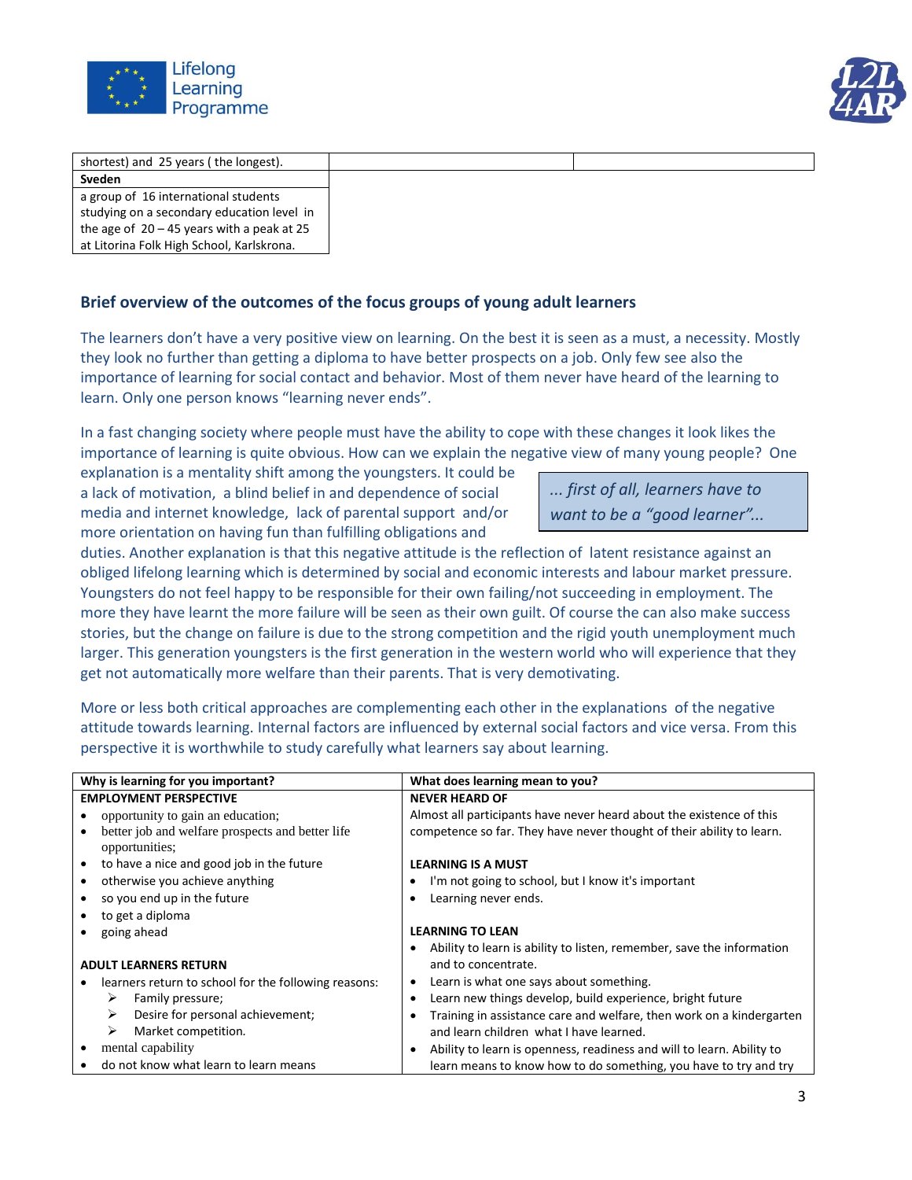| shortest) and 25 years ( the longest). | | |
|---|---|---|
| **Sveden** | | |
| a group of 16 international students studying on a secondary education level in the age of 20 – 45 years with a peak at 25 at Litorina Folk High School, Karlskrona. | | |

## Brief overview of the outcomes of the focus groups of young adult learners

The learners don't have a very positive view on learning. On the best it is seen as a must, a necessity. Mostly they look no further than getting a diploma to have better prospects on a job. Only few see also the importance of learning for social contact and behavior. Most of them never have heard of the learning to learn. Only one person knows "learning never ends".

In a fast changing society where people must have the ability to cope with these changes it look likes the importance of learning is quite obvious. How can we explain the negative view of many young people? One explanation is a mentality shift among the youngsters. It could be a lack of motivation, a blind belief in and dependence of social media and internet knowledge, lack of parental support and/or more orientation on having fun than fulfilling obligations and duties. Another explanation is that this negative attitude is the reflection of latent resistance against an obliged lifelong learning which is determined by social and economic interests and labour market pressure. Youngsters do not feel happy to be responsible for their own failing/not succeeding in employment. The more they have learnt the more failure will be seen as their own guilt. Of course the can also make success stories, but the change on failure is due to the strong competition and the rigid youth unemployment much larger. This generation youngsters is the first generation in the western world who will experience that they get not automatically more welfare than their parents. That is very demotivating.

> *... first of all, learners have to want to be a "good learner"...*

More or less both critical approaches are complementing each other in the explanations of the negative attitude towards learning. Internal factors are influenced by external social factors and vice versa. From this perspective it is worthwhile to study carefully what learners say about learning.

| Why is learning for you important? | What does learning mean to you? |
|---|---|
| **EMPLOYMENT PERSPECTIVE**<br>• opportunity to gain an education;<br>• better job and welfare prospects and better life opportunities;<br>• to have a nice and good job in the future<br>• otherwise you achieve anything<br>• so you end up in the future<br>• to get a diploma<br>• going ahead<br><br>**ADULT LEARNERS RETURN**<br>• learners return to school for the following reasons:<br>&nbsp;&nbsp;➢ Family pressure;<br>&nbsp;&nbsp;➢ Desire for personal achievement;<br>&nbsp;&nbsp;➢ Market competition.<br>• mental capability<br>• do not know what learn to learn means | **NEVER HEARD OF**<br>Almost all participants have never heard about the existence of this competence so far. They have never thought of their ability to learn.<br><br>**LEARNING IS A MUST**<br>• I'm not going to school, but I know it's important<br>• Learning never ends.<br><br>**LEARNING TO LEAN**<br>• Ability to learn is ability to listen, remember, save the information and to concentrate.<br>• Learn is what one says about something.<br>• Learn new things develop, build experience, bright future<br>• Training in assistance care and welfare, then work on a kindergarten and learn children what I have learned.<br>• Ability to learn is openness, readiness and will to learn. Ability to learn means to know how to do something, you have to try and try |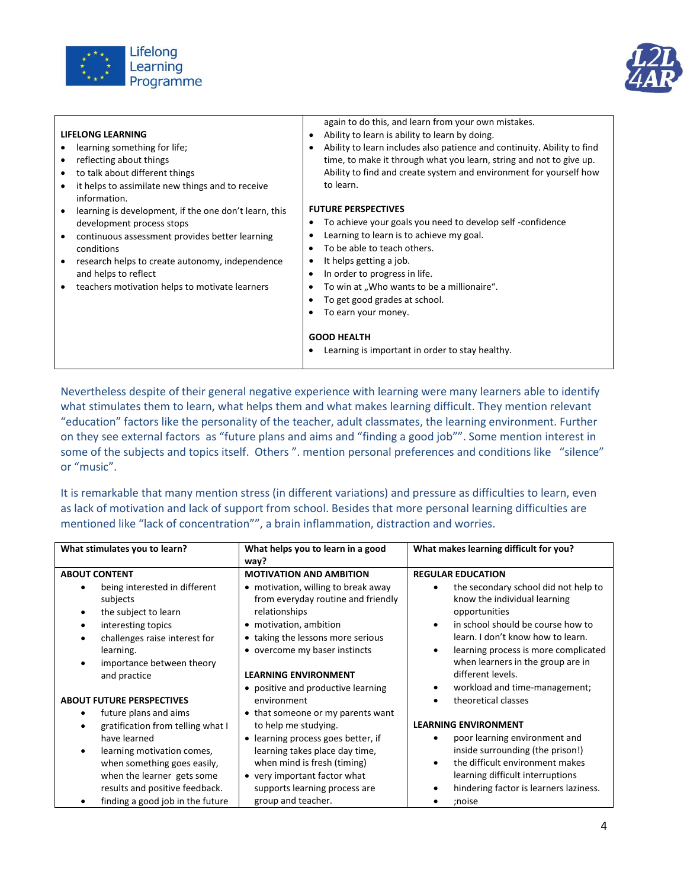| LIFELONG LEARNING | again to do this, and learn from your own mistakes. |
|---|---|
| • learning something for life;<br>• reflecting about things<br>• to talk about different things<br>• it helps to assimilate new things and to receive information.<br>• learning is development, if the one don't learn, this development process stops<br>• continuous assessment provides better learning conditions<br>• research helps to create autonomy, independence and helps to reflect<br>• teachers motivation helps to motivate learners | • Ability to learn is ability to learn by doing.<br>• Ability to learn includes also patience and continuity. Ability to find time, to make it through what you learn, string and not to give up. Ability to find and create system and environment for yourself how to learn.<br><br>**FUTURE PERSPECTIVES**<br>• To achieve your goals you need to develop self -confidence<br>• Learning to learn is to achieve my goal.<br>• To be able to teach others.<br>• It helps getting a job.<br>• In order to progress in life.<br>• To win at „Who wants to be a millionaire".<br>• To get good grades at school.<br>• To earn your money.<br><br>**GOOD HEALTH**<br>• Learning is important in order to stay healthy. |

Nevertheless despite of their general negative experience with learning were many learners able to identify what stimulates them to learn, what helps them and what makes learning difficult. They mention relevant "education" factors like the personality of the teacher, adult classmates, the learning environment. Further on they see external factors as "future plans and aims and "finding a good job"". Some mention interest in some of the subjects and topics itself. Others ". mention personal preferences and conditions like "silence" or "music".

It is remarkable that many mention stress (in different variations) and pressure as difficulties to learn, even as lack of motivation and lack of support from school. Besides that more personal learning difficulties are mentioned like "lack of concentration"", a brain inflammation, distraction and worries.

| What stimulates you to learn? | What helps you to learn in a good way? | What makes learning difficult for you? |
|---|---|---|
| **ABOUT CONTENT**<br>• being interested in different subjects<br>• the subject to learn<br>• interesting topics<br>• challenges raise interest for learning.<br>• importance between theory and practice<br><br>**ABOUT FUTURE PERSPECTIVES**<br>• future plans and aims<br>• gratification from telling what I have learned<br>• learning motivation comes, when something goes easily, when the learner gets some results and positive feedback.<br>• finding a good job in the future | **MOTIVATION AND AMBITION**<br>• motivation, willing to break away from everyday routine and friendly relationships<br>• motivation, ambition<br>• taking the lessons more serious<br>• overcome my baser instincts<br><br>**LEARNING ENVIRONMENT**<br>• positive and productive learning environment<br>• that someone or my parents want to help me studying.<br>• learning process goes better, if learning takes place day time, when mind is fresh (timing)<br>• very important factor what supports learning process are group and teacher. | **REGULAR EDUCATION**<br>• the secondary school did not help to know the individual learning opportunities<br>• in school should be course how to learn. I don't know how to learn.<br>• learning process is more complicated when learners in the group are in different levels.<br>• workload and time-management;<br>• theoretical classes<br><br>**LEARNING ENVIRONMENT**<br>• poor learning environment and inside surrounding (the prison!)<br>• the difficult environment makes learning difficult interruptions<br>• hindering factor is learners laziness.<br>• ;noise |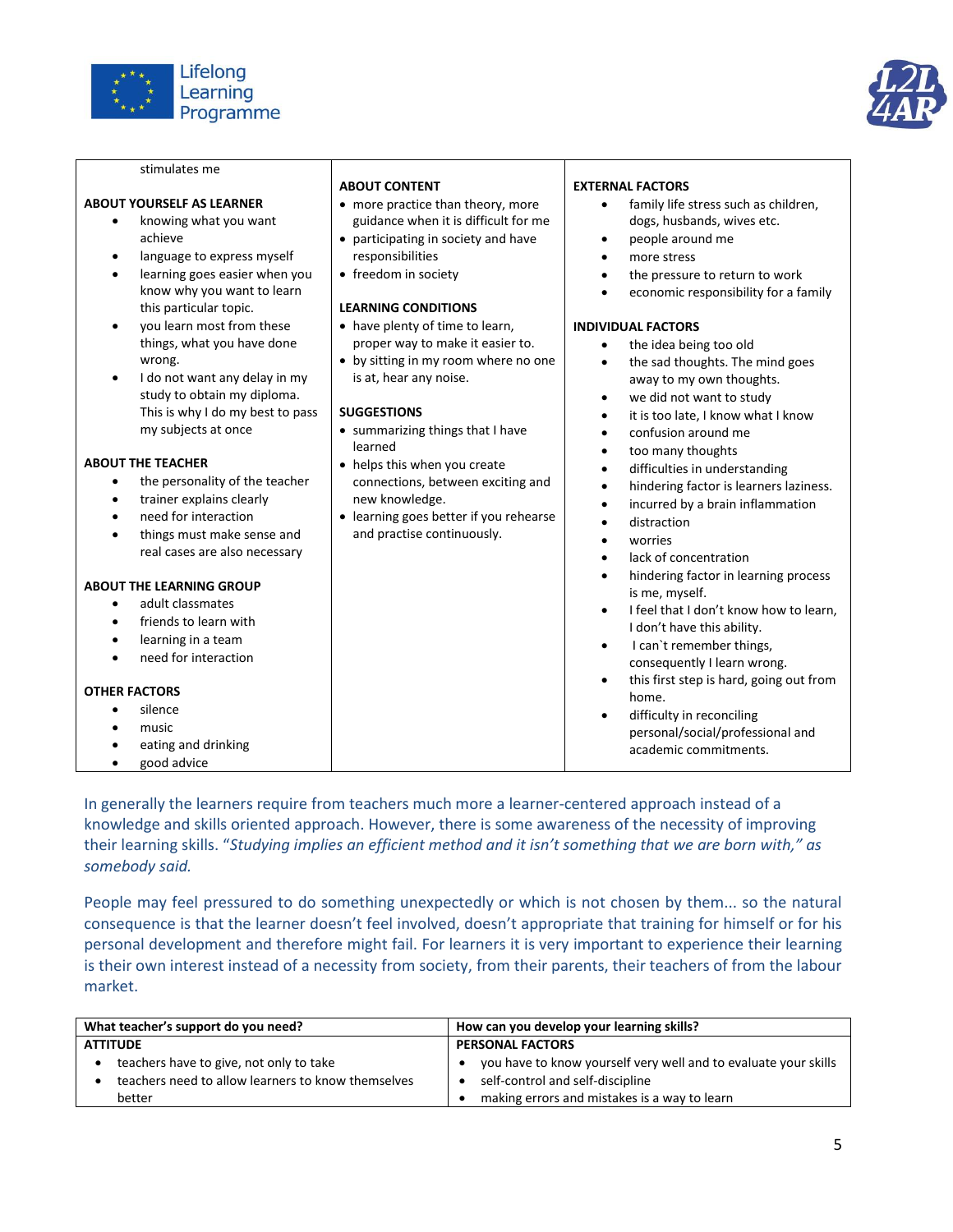| | | |
|---|---|---|
| stimulates me<br><br>**ABOUT YOURSELF AS LEARNER**<br>• knowing what you want achieve<br>• language to express myself<br>• learning goes easier when you know why you want to learn this particular topic.<br>• you learn most from these things, what you have done wrong.<br>• I do not want any delay in my study to obtain my diploma. This is why I do my best to pass my subjects at once<br><br>**ABOUT THE TEACHER**<br>• the personality of the teacher<br>• trainer explains clearly<br>• need for interaction<br>• things must make sense and real cases are also necessary<br><br>**ABOUT THE LEARNING GROUP**<br>• adult classmates<br>• friends to learn with<br>• learning in a team<br>• need for interaction<br><br>**OTHER FACTORS**<br>• silence<br>• music<br>• eating and drinking<br>• good advice | **ABOUT CONTENT**<br>• more practice than theory, more guidance when it is difficult for me<br>• participating in society and have responsibilities<br>• freedom in society<br><br>**LEARNING CONDITIONS**<br>• have plenty of time to learn, proper way to make it easier to.<br>• by sitting in my room where no one is at, hear any noise.<br><br>**SUGGESTIONS**<br>• summarizing things that I have learned<br>• helps this when you create connections, between exciting and new knowledge.<br>• learning goes better if you rehearse and practise continuously. | **EXTERNAL FACTORS**<br>• family life stress such as children, dogs, husbands, wives etc.<br>• people around me<br>• more stress<br>• the pressure to return to work<br>• economic responsibility for a family<br><br>**INDIVIDUAL FACTORS**<br>• the idea being too old<br>• the sad thoughts. The mind goes away to my own thoughts.<br>• we did not want to study<br>• it is too late, I know what I know<br>• confusion around me<br>• too many thoughts<br>• difficulties in understanding<br>• hindering factor is learners laziness.<br>• incurred by a brain inflammation<br>• distraction<br>• worries<br>• lack of concentration<br>• hindering factor in learning process is me, myself.<br>• I feel that I don't know how to learn, I don't have this ability.<br>• I can`t remember things, consequently I learn wrong.<br>• this first step is hard, going out from home.<br>• difficulty in reconciling personal/social/professional and academic commitments. |

In generally the learners require from teachers much more a learner-centered approach instead of a knowledge and skills oriented approach. However, there is some awareness of the necessity of improving their learning skills. "*Studying implies an efficient method and it isn't something that we are born with," as somebody said.*

People may feel pressured to do something unexpectedly or which is not chosen by them... so the natural consequence is that the learner doesn't feel involved, doesn't appropriate that training for himself or for his personal development and therefore might fail. For learners it is very important to experience their learning is their own interest instead of a necessity from society, from their parents, their teachers of from the labour market.

| What teacher's support do you need? | How can you develop your learning skills? |
|---|---|
| **ATTITUDE**<br>• teachers have to give, not only to take<br>• teachers need to allow learners to know themselves better | **PERSONAL FACTORS**<br>• you have to know yourself very well and to evaluate your skills<br>• self-control and self-discipline<br>• making errors and mistakes is a way to learn |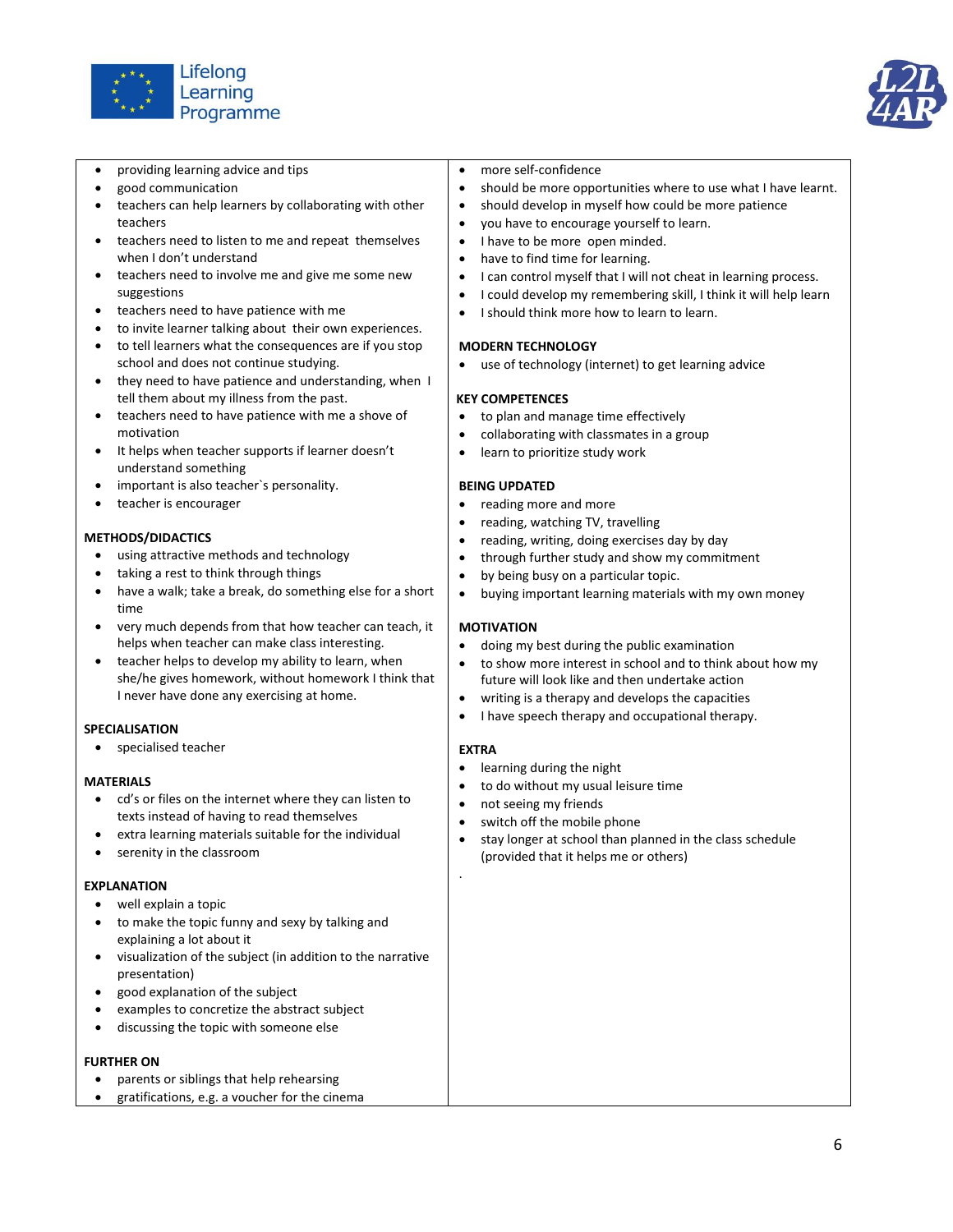- providing learning advice and tips
- good communication
- teachers can help learners by collaborating with other teachers
- teachers need to listen to me and repeat themselves when I don't understand
- teachers need to involve me and give me some new suggestions
- teachers need to have patience with me
- to invite learner talking about their own experiences.
- to tell learners what the consequences are if you stop school and does not continue studying.
- they need to have patience and understanding, when I tell them about my illness from the past.
- teachers need to have patience with me a shove of motivation
- It helps when teacher supports if learner doesn't understand something
- important is also teacher`s personality.
- teacher is encourager

**METHODS/DIDACTICS**

- using attractive methods and technology
- taking a rest to think through things
- have a walk; take a break, do something else for a short time
- very much depends from that how teacher can teach, it helps when teacher can make class interesting.
- teacher helps to develop my ability to learn, when she/he gives homework, without homework I think that I never have done any exercising at home.

**SPECIALISATION**

- specialised teacher

**MATERIALS**

- cd's or files on the internet where they can listen to texts instead of having to read themselves
- extra learning materials suitable for the individual
- serenity in the classroom

**EXPLANATION**

- well explain a topic
- to make the topic funny and sexy by talking and explaining a lot about it
- visualization of the subject (in addition to the narrative presentation)
- good explanation of the subject
- examples to concretize the abstract subject
- discussing the topic with someone else

**FURTHER ON**

- parents or siblings that help rehearsing
- gratifications, e.g. a voucher for the cinema

- more self-confidence
- should be more opportunities where to use what I have learnt.
- should develop in myself how could be more patience
- you have to encourage yourself to learn.
- I have to be more open minded.
- have to find time for learning.
- I can control myself that I will not cheat in learning process.
- I could develop my remembering skill, I think it will help learn
- I should think more how to learn to learn.

**MODERN TECHNOLOGY**

- use of technology (internet) to get learning advice

**KEY COMPETENCES**

- to plan and manage time effectively
- collaborating with classmates in a group
- learn to prioritize study work

**BEING UPDATED**

- reading more and more
- reading, watching TV, travelling
- reading, writing, doing exercises day by day
- through further study and show my commitment
- by being busy on a particular topic.
- buying important learning materials with my own money

**MOTIVATION**

- doing my best during the public examination
- to show more interest in school and to think about how my future will look like and then undertake action
- writing is a therapy and develops the capacities
- I have speech therapy and occupational therapy.

**EXTRA**

- learning during the night
- to do without my usual leisure time
- not seeing my friends
- switch off the mobile phone
- stay longer at school than planned in the class schedule (provided that it helps me or others)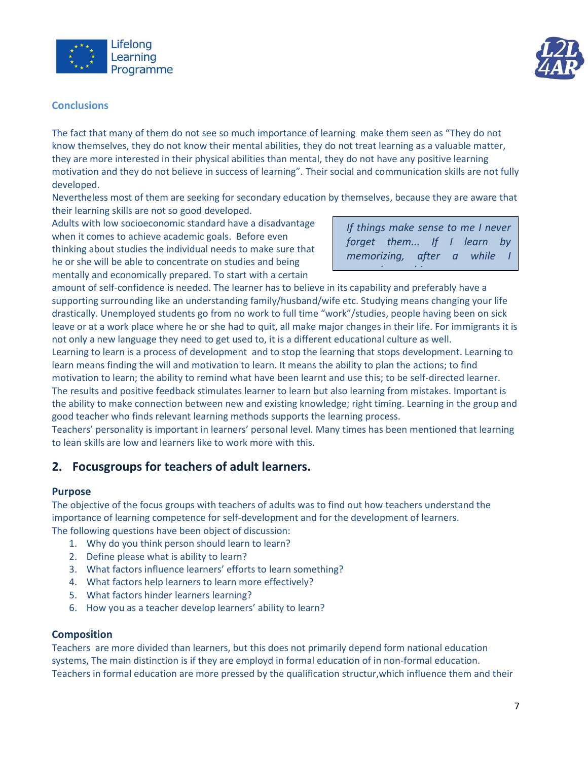### Conclusions

The fact that many of them do not see so much importance of learning make them seen as "They do not know themselves, they do not know their mental abilities, they do not treat learning as a valuable matter, they are more interested in their physical abilities than mental, they do not have any positive learning motivation and they do not believe in success of learning". Their social and communication skills are not fully developed.

Nevertheless most of them are seeking for secondary education by themselves, because they are aware that their learning skills are not so good developed.

> *If things make sense to me I never forget them... If I learn by memorizing, after a while I*

Adults with low socioeconomic standard have a disadvantage when it comes to achieve academic goals. Before even thinking about studies the individual needs to make sure that he or she will be able to concentrate on studies and being mentally and economically prepared. To start with a certain amount of self-confidence is needed. The learner has to believe in its capability and preferably have a supporting surrounding like an understanding family/husband/wife etc. Studying means changing your life drastically. Unemployed students go from no work to full time "work"/studies, people having been on sick leave or at a work place where he or she had to quit, all make major changes in their life. For immigrants it is not only a new language they need to get used to, it is a different educational culture as well.

Learning to learn is a process of development and to stop the learning that stops development. Learning to learn means finding the will and motivation to learn. It means the ability to plan the actions; to find motivation to learn; the ability to remind what have been learnt and use this; to be self-directed learner. The results and positive feedback stimulates learner to learn but also learning from mistakes. Important is the ability to make connection between new and existing knowledge; right timing. Learning in the group and good teacher who finds relevant learning methods supports the learning process.

Teachers' personality is important in learners' personal level. Many times has been mentioned that learning to lean skills are low and learners like to work more with this.

## 2. Focusgroups for teachers of adult learners.

**Purpose**

The objective of the focus groups with teachers of adults was to find out how teachers understand the importance of learning competence for self-development and for the development of learners.

The following questions have been object of discussion:

1. Why do you think person should learn to learn?
2. Define please what is ability to learn?
3. What factors influence learners' efforts to learn something?
4. What factors help learners to learn more effectively?
5. What factors hinder learners learning?
6. How you as a teacher develop learners' ability to learn?

**Composition**

Teachers are more divided than learners, but this does not primarily depend form national education systems, The main distinction is if they are employd in formal education of in non-formal education. Teachers in formal education are more pressed by the qualification structur,which influence them and their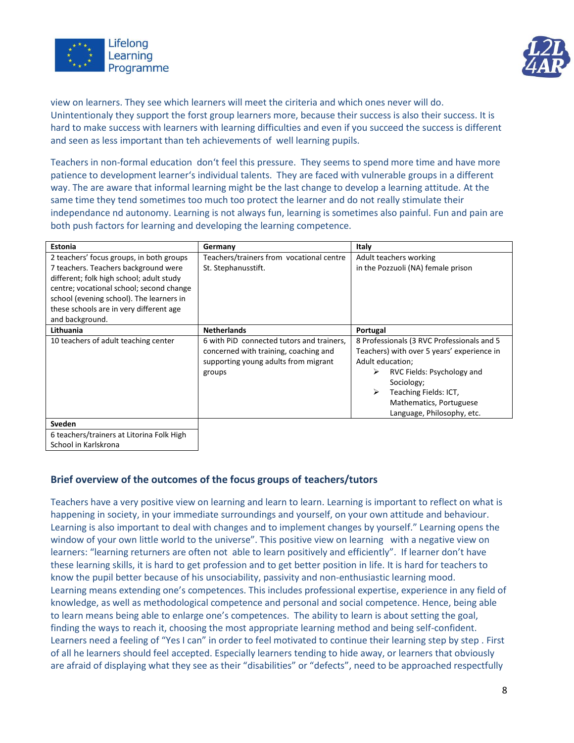view on learners. They see which learners will meet the ciriteria and which ones never will do. Unintentionaly they support the forst group learners more, because their success is also their success. It is hard to make success with learners with learning difficulties and even if you succeed the success is different and seen as less important than teh achievements of well learning pupils.

Teachers in non-formal education don't feel this pressure. They seems to spend more time and have more patience to development learner's individual talents. They are faced with vulnerable groups in a different way. The are aware that informal learning might be the last change to develop a learning attitude. At the same time they tend sometimes too much too protect the learner and do not really stimulate their independance nd autonomy. Learning is not always fun, learning is sometimes also painful. Fun and pain are both push factors for learning and developing the learning competence.

| Estonia | Germany | Italy |
|---|---|---|
| 2 teachers' focus groups, in both groups 7 teachers. Teachers background were different; folk high school; adult study centre; vocational school; second change school (evening school). The learners in these schools are in very different age and background. | Teachers/trainers from vocational centre St. Stephanusstift. | Adult teachers working in the Pozzuoli (NA) female prison |
| **Lithuania** | **Netherlands** | **Portugal** |
| 10 teachers of adult teaching center | 6 with PiD connected tutors and trainers, concerned with training, coaching and supporting young adults from migrant groups | 8 Professionals (3 RVC Professionals and 5 Teachers) with over 5 years' experience in Adult education;<br>➢ RVC Fields: Psychology and Sociology;<br>➢ Teaching Fields: ICT, Mathematics, Portuguese Language, Philosophy, etc. |
| **Sveden** | | |
| 6 teachers/trainers at Litorina Folk High School in Karlskrona | | |

## Brief overview of the outcomes of the focus groups of teachers/tutors

Teachers have a very positive view on learning and learn to learn. Learning is important to reflect on what is happening in society, in your immediate surroundings and yourself, on your own attitude and behaviour. Learning is also important to deal with changes and to implement changes by yourself." Learning opens the window of your own little world to the universe". This positive view on learning with a negative view on learners: "learning returners are often not able to learn positively and efficiently". If learner don't have these learning skills, it is hard to get profession and to get better position in life. It is hard for teachers to know the pupil better because of his unsociability, passivity and non-enthusiastic learning mood. Learning means extending one's competences. This includes professional expertise, experience in any field of knowledge, as well as methodological competence and personal and social competence. Hence, being able to learn means being able to enlarge one's competences. The ability to learn is about setting the goal, finding the ways to reach it, choosing the most appropriate learning method and being self-confident. Learners need a feeling of "Yes I can" in order to feel motivated to continue their learning step by step . First of all he learners should feel accepted. Especially learners tending to hide away, or learners that obviously are afraid of displaying what they see as their "disabilities" or "defects", need to be approached respectfully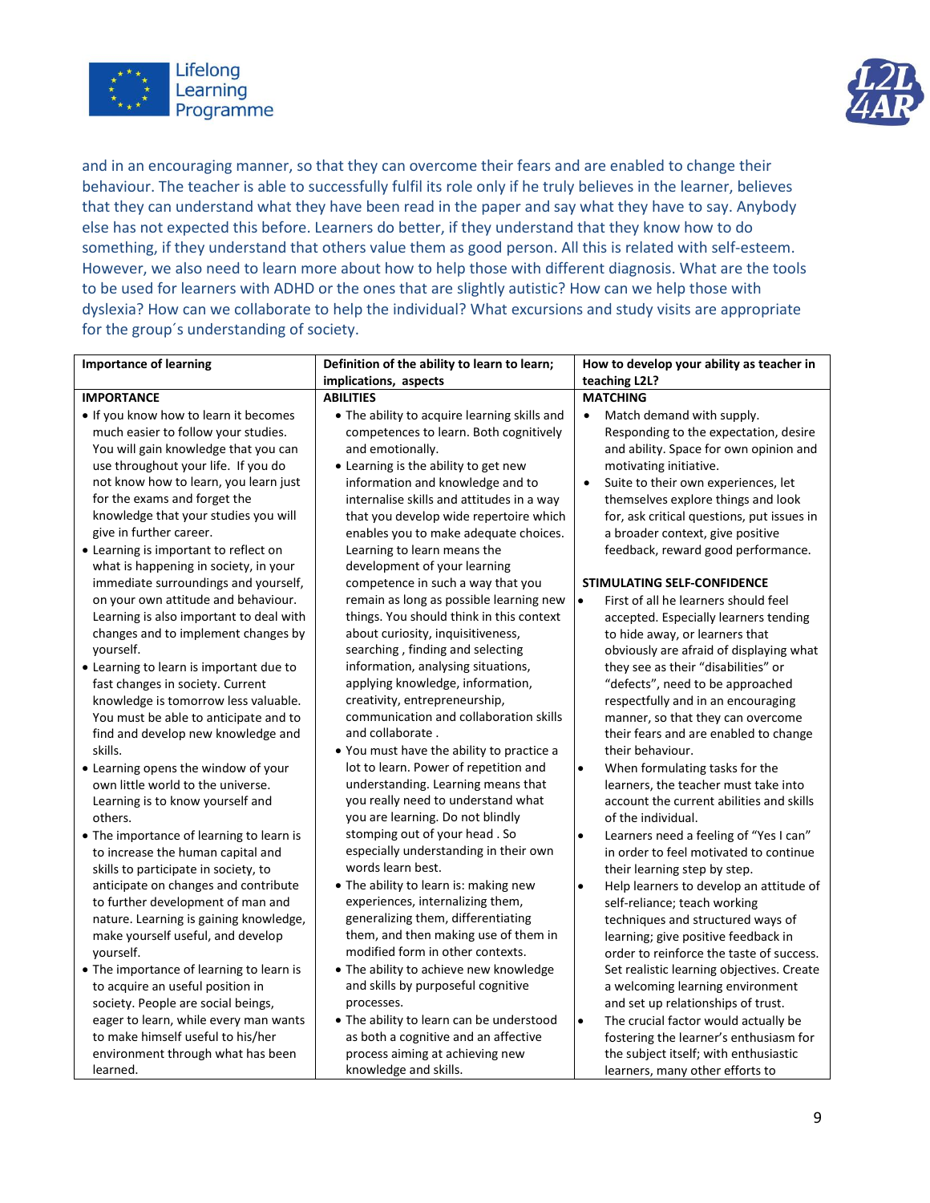and in an encouraging manner, so that they can overcome their fears and are enabled to change their behaviour. The teacher is able to successfully fulfil its role only if he truly believes in the learner, believes that they can understand what they have been read in the paper and say what they have to say. Anybody else has not expected this before. Learners do better, if they understand that they know how to do something, if they understand that others value them as good person. All this is related with self-esteem. However, we also need to learn more about how to help those with different diagnosis. What are the tools to be used for learners with ADHD or the ones that are slightly autistic? How can we help those with dyslexia? How can we collaborate to help the individual? What excursions and study visits are appropriate for the group´s understanding of society.

| Importance of learning | Definition of the ability to learn to learn; implications, aspects | How to develop your ability as teacher in teaching L2L? |
|---|---|---|
| **IMPORTANCE**<br>• If you know how to learn it becomes much easier to follow your studies. You will gain knowledge that you can use throughout your life. If you do not know how to learn, you learn just for the exams and forget the knowledge that your studies you will give in further career.<br>• Learning is important to reflect on what is happening in society, in your immediate surroundings and yourself, on your own attitude and behaviour. Learning is also important to deal with changes and to implement changes by yourself.<br>• Learning to learn is important due to fast changes in society. Current knowledge is tomorrow less valuable. You must be able to anticipate and to find and develop new knowledge and skills.<br>• Learning opens the window of your own little world to the universe. Learning is to know yourself and others.<br>• The importance of learning to learn is to increase the human capital and skills to participate in society, to anticipate on changes and contribute to further development of man and nature. Learning is gaining knowledge, make yourself useful, and develop yourself.<br>• The importance of learning to learn is to acquire an useful position in society. People are social beings, eager to learn, while every man wants to make himself useful to his/her environment through what has been learned. | **ABILITIES**<br>• The ability to acquire learning skills and competences to learn. Both cognitively and emotionally.<br>• Learning is the ability to get new information and knowledge and to internalise skills and attitudes in a way that you develop wide repertoire which enables you to make adequate choices. Learning to learn means the development of your learning competence in such a way that you remain as long as possible learning new things. You should think in this context about curiosity, inquisitiveness, searching , finding and selecting information, analysing situations, applying knowledge, information, creativity, entrepreneurship, communication and collaboration skills and collaborate .<br>• You must have the ability to practice a lot to learn. Power of repetition and understanding. Learning means that you really need to understand what you are learning. Do not blindly stomping out of your head . So especially understanding in their own words learn best.<br>• The ability to learn is: making new experiences, internalizing them, generalizing them, differentiating them, and then making use of them in modified form in other contexts.<br>• The ability to achieve new knowledge and skills by purposeful cognitive processes.<br>• The ability to learn can be understood as both a cognitive and an affective process aiming at achieving new knowledge and skills. | **MATCHING**<br>• Match demand with supply. Responding to the expectation, desire and ability. Space for own opinion and motivating initiative.<br>• Suite to their own experiences, let themselves explore things and look for, ask critical questions, put issues in a broader context, give positive feedback, reward good performance.<br><br>**STIMULATING SELF-CONFIDENCE**<br>• First of all he learners should feel accepted. Especially learners tending to hide away, or learners that obviously are afraid of displaying what they see as their "disabilities" or "defects", need to be approached respectfully and in an encouraging manner, so that they can overcome their fears and are enabled to change their behaviour.<br>• When formulating tasks for the learners, the teacher must take into account the current abilities and skills of the individual.<br>• Learners need a feeling of "Yes I can" in order to feel motivated to continue their learning step by step.<br>• Help learners to develop an attitude of self-reliance; teach working techniques and structured ways of learning; give positive feedback in order to reinforce the taste of success. Set realistic learning objectives. Create a welcoming learning environment and set up relationships of trust.<br>• The crucial factor would actually be fostering the learner's enthusiasm for the subject itself; with enthusiastic learners, many other efforts to |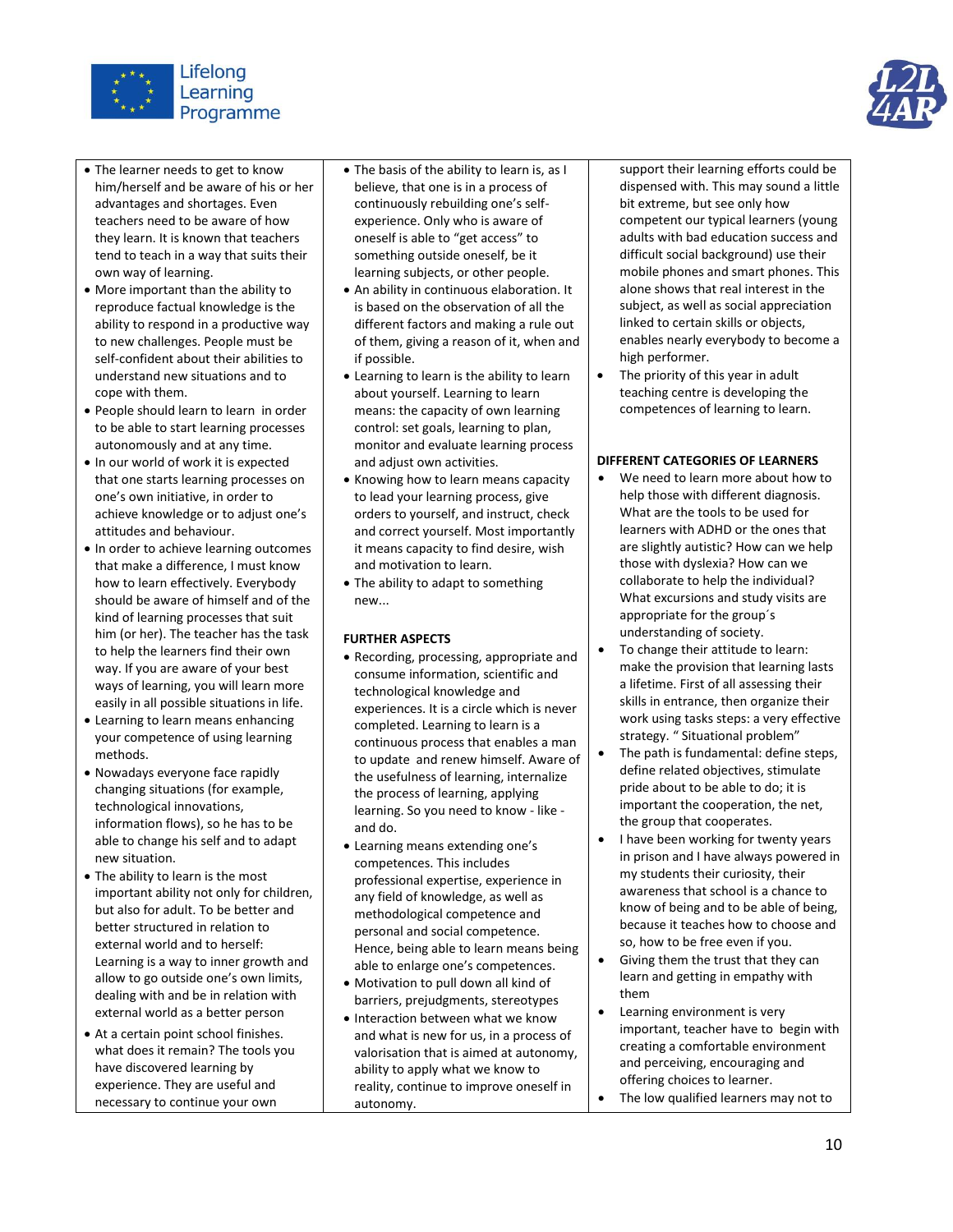- The learner needs to get to know him/herself and be aware of his or her advantages and shortages. Even teachers need to be aware of how they learn. It is known that teachers tend to teach in a way that suits their own way of learning.
- More important than the ability to reproduce factual knowledge is the ability to respond in a productive way to new challenges. People must be self-confident about their abilities to understand new situations and to cope with them.
- People should learn to learn in order to be able to start learning processes autonomously and at any time.
- In our world of work it is expected that one starts learning processes on one's own initiative, in order to achieve knowledge or to adjust one's attitudes and behaviour.
- In order to achieve learning outcomes that make a difference, I must know how to learn effectively. Everybody should be aware of himself and of the kind of learning processes that suit him (or her). The teacher has the task to help the learners find their own way. If you are aware of your best ways of learning, you will learn more easily in all possible situations in life.
- Learning to learn means enhancing your competence of using learning methods.
- Nowadays everyone face rapidly changing situations (for example, technological innovations, information flows), so he has to be able to change his self and to adapt new situation.
- The ability to learn is the most important ability not only for children, but also for adult. To be better and better structured in relation with external world and to herself: Learning is a way to inner growth and allow to go outside one's own limits, dealing with and be in relation with external world as a better person
- At a certain point school finishes. what does it remain? The tools you have discovered learning by experience. They are useful and necessary to continue your own
- The basis of the ability to learn is, as I believe, that one is in a process of continuously rebuilding one's self-experience. Only who is aware of oneself is able to "get access" to something outside oneself, be it learning subjects, or other people.
- An ability in continuous elaboration. It is based on the observation of all the different factors and making a rule out of them, giving a reason of it, when and if possible.
- Learning to learn is the ability to learn about yourself. Learning to learn means: the capacity of own learning control: set goals, learning to plan, monitor and evaluate learning process and adjust own activities.
- Knowing how to learn means capacity to lead your learning process, give orders to yourself, and instruct, check and correct yourself. Most importantly it means capacity to find desire, wish and motivation to learn.
- The ability to adapt to something new...

**FURTHER ASPECTS**

- Recording, processing, appropriate and consume information, scientific and technological knowledge and experiences. It is a circle which is never completed. Learning to learn is a continuous process that enables a man to update and renew himself. Aware of the usefulness of learning, internalize the process of learning, applying learning. So you need to know - like - and do.
- Learning means extending one's competences. This includes professional expertise, experience in any field of knowledge, as well as methodological competence and personal and social competence. Hence, being able to learn means being able to enlarge one's competences.
- Motivation to pull down all kind of barriers, prejudgments, stereotypes
- Interaction between what we know and what is new for us, in a process of valorisation that is aimed at autonomy, ability to apply what we know to reality, continue to improve oneself in autonomy.

support their learning efforts could be dispensed with. This may sound a little bit extreme, but see only how competent our typical learners (young adults with bad education success and difficult social background) use their mobile phones and smart phones. This alone shows that real interest in the subject, as well as social appreciation linked to certain skills or objects, enables nearly everybody to become a high performer.

- The priority of this year in adult teaching centre is developing the competences of learning to learn.

**DIFFERENT CATEGORIES OF LEARNERS**

- We need to learn more about how to help those with different diagnosis. What are the tools to be used for learners with ADHD or the ones that are slightly autistic? How can we help those with dyslexia? How can we collaborate to help the individual? What excursions and study visits are appropriate for the group´s understanding of society.
- To change their attitude to learn: make the provision that learning lasts a lifetime. First of all assessing their skills in entrance, then organize their work using tasks steps: a very effective strategy. " Situational problem"
- The path is fundamental: define steps, define related objectives, stimulate pride about to be able to do; it is important the cooperation, the net, the group that cooperates.
- I have been working for twenty years in prison and I have always powered in my students their curiosity, their awareness that school is a chance to know of being and to be able of being, because it teaches how to choose and so, how to be free even if you.
- Giving them the trust that they can learn and getting in empathy with them
- Learning environment is very important, teacher have to begin with creating a comfortable environment and perceiving, encouraging and offering choices to learner.
- The low qualified learners may not to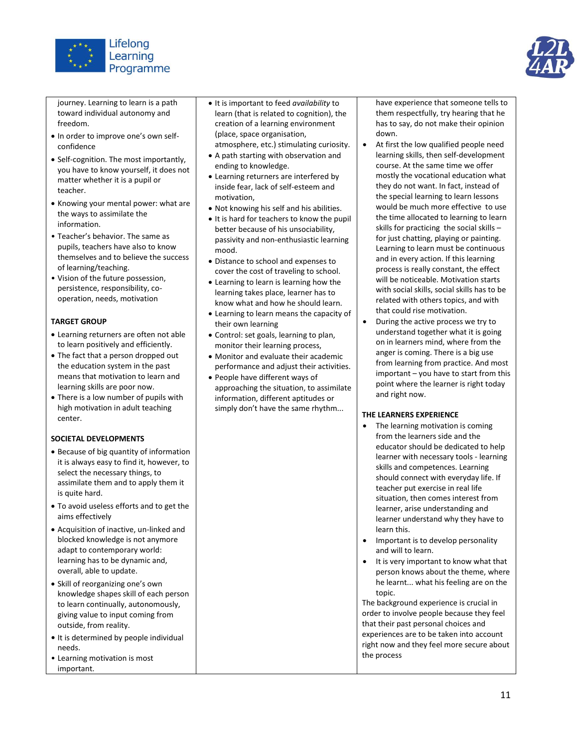journey. Learning to learn is a path toward individual autonomy and freedom.

- In order to improve one's own self-confidence
- Self-cognition. The most importantly, you have to know yourself, it does not matter whether it is a pupil or teacher.
- Knowing your mental power: what are the ways to assimilate the information.
- Teacher's behavior. The same as pupils, teachers have also to know themselves and to believe the success of learning/teaching.
- Vision of the future possession, persistence, responsibility, co-operation, needs, motivation

**TARGET GROUP**

- Learning returners are often not able to learn positively and efficiently.
- The fact that a person dropped out the education system in the past means that motivation to learn and learning skills are poor now.
- There is a low number of pupils with high motivation in adult teaching center.

**SOCIETAL DEVELOPMENTS**

- Because of big quantity of information it is always easy to find it, however, to select the necessary things, to assimilate them and to apply them it is quite hard.
- To avoid useless efforts and to get the aims effectively
- Acquisition of inactive, un-linked and blocked knowledge is not anymore adapt to contemporary world: learning has to be dynamic and, overall, able to update.
- Skill of reorganizing one's own knowledge shapes skill of each person to learn continually, autonomously, giving value to input coming from outside, from reality.
- It is determined by people individual needs.
- Learning motivation is most important.
- It is important to feed *availability* to learn (that is related to cognition), the creation of a learning environment (place, space organisation, atmosphere, etc.) stimulating curiosity.
- A path starting with observation and ending to knowledge.
- Learning returners are interfered by inside fear, lack of self-esteem and motivation,
- Not knowing his self and his abilities.
- It is hard for teachers to know the pupil better because of his unsociability, passivity and non-enthusiastic learning mood.
- Distance to school and expenses to cover the cost of traveling to school.
- Learning to learn is learning how the learning takes place, learner has to know what and how he should learn.
- Learning to learn means the capacity of their own learning
- Control: set goals, learning to plan, monitor their learning process,
- Monitor and evaluate their academic performance and adjust their activities.
- People have different ways of approaching the situation, to assimilate information, different aptitudes or simply don't have the same rhythm...

have experience that someone tells to them respectfully, try hearing that he has to say, do not make their opinion down.

- At first the low qualified people need learning skills, then self-development course. At the same time we offer mostly the vocational education what they do not want. In fact, instead of the special learning to learn lessons would be much more effective to use the time allocated to learning to learn skills for practicing the social skills – for just chatting, playing or painting. Learning to learn must be continuous and in every action. If this learning process is really constant, the effect will be noticeable. Motivation starts with social skills, social skills has to be related with others topics, and with that could rise motivation.
- During the active process we try to understand together what it is going on in learners mind, where from the anger is coming. There is a big use from learning from practice. And most important – you have to start from this point where the learner is right today and right now.

**THE LEARNERS EXPERIENCE**

- The learning motivation is coming from the learners side and the educator should be dedicated to help learner with necessary tools - learning skills and competences. Learning should connect with everyday life. If teacher put exercise in real life situation, then comes interest from learner, arise understanding and learner understand why they have to learn this.
- Important is to develop personality and will to learn.
- It is very important to know what that person knows about the theme, where he learnt... what his feeling are on the topic.

The background experience is crucial in order to involve people because they feel that their past personal choices and experiences are to be taken into account right now and they feel more secure about the process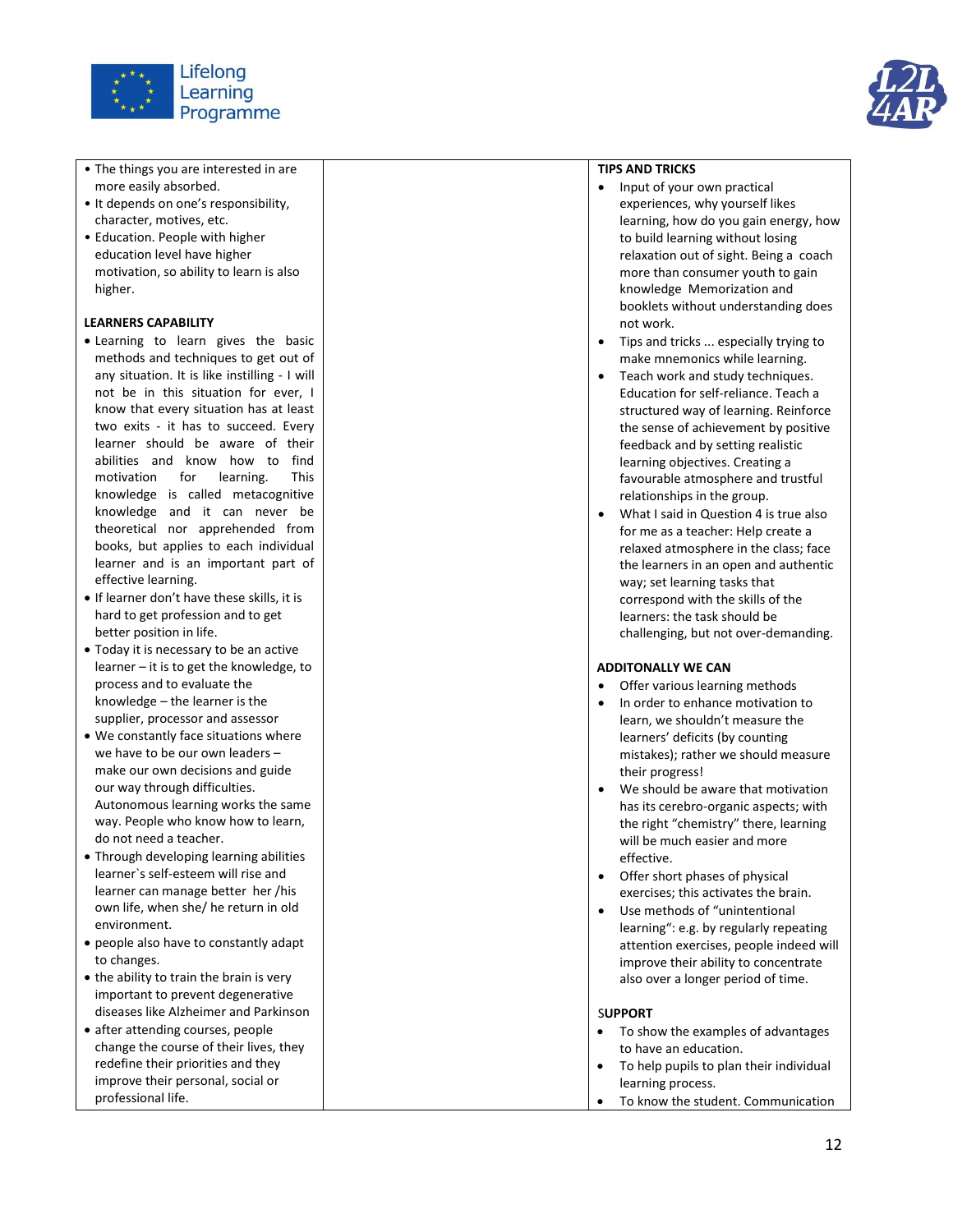| | | |
|---|---|---|
| • The things you are interested in are more easily absorbed.<br>• It depends on one's responsibility, character, motives, etc.<br>• Education. People with higher education level have higher motivation, so ability to learn is also higher.<br><br>**LEARNERS CAPABILITY**<br>• Learning to learn gives the basic methods and techniques to get out of any situation. It is like instilling - I will not be in this situation for ever, I know that every situation has at least two exits - it has to succeed. Every learner should be aware of their abilities and know how to find motivation for learning. This knowledge is called metacognitive knowledge and it can never be theoretical nor apprehended from books, but applies to each individual learner and is an important part of effective learning.<br>• If learner don't have these skills, it is hard to get profession and to get better position in life.<br>• Today it is necessary to be an active learner – it is to get the knowledge, to process and to evaluate the knowledge – the learner is the supplier, processor and assessor<br>• We constantly face situations where we have to be our own leaders – make our own decisions and guide our way through difficulties. Autonomous learning works the same way. People who know how to learn, do not need a teacher.<br>• Through developing learning abilities learner`s self-esteem will rise and learner can manage better her /his own life, when she/ he return in old environment.<br>• people also have to constantly adapt to changes.<br>• the ability to train the brain is very important to prevent degenerative diseases like Alzheimer and Parkinson<br>• after attending courses, people change the course of their lives, they redefine their priorities and they improve their personal, social or professional life. | | **TIPS AND TRICKS**<br>• Input of your own practical experiences, why yourself likes learning, how do you gain energy, how to build learning without losing relaxation out of sight. Being a coach more than consumer youth to gain knowledge Memorization and booklets without understanding does not work.<br>• Tips and tricks ... especially trying to make mnemonics while learning.<br>• Teach work and study techniques. Education for self-reliance. Teach a structured way of learning. Reinforce the sense of achievement by positive feedback and by setting realistic learning objectives. Creating a favourable atmosphere and trustful relationships in the group.<br>• What I said in Question 4 is true also for me as a teacher: Help create a relaxed atmosphere in the class; face the learners in an open and authentic way; set learning tasks that correspond with the skills of the learners: the task should be challenging, but not over-demanding.<br><br>**ADDITONALLY WE CAN**<br>• Offer various learning methods<br>• In order to enhance motivation to learn, we shouldn't measure the learners' deficits (by counting mistakes); rather we should measure their progress!<br>• We should be aware that motivation has its cerebro-organic aspects; with the right "chemistry" there, learning will be much easier and more effective.<br>• Offer short phases of physical exercises; this activates the brain.<br>• Use methods of "unintentional learning": e.g. by regularly repeating attention exercises, people indeed will improve their ability to concentrate also over a longer period of time.<br><br>**SUPPORT**<br>• To show the examples of advantages to have an education.<br>• To help pupils to plan their individual learning process.<br>• To know the student. Communication |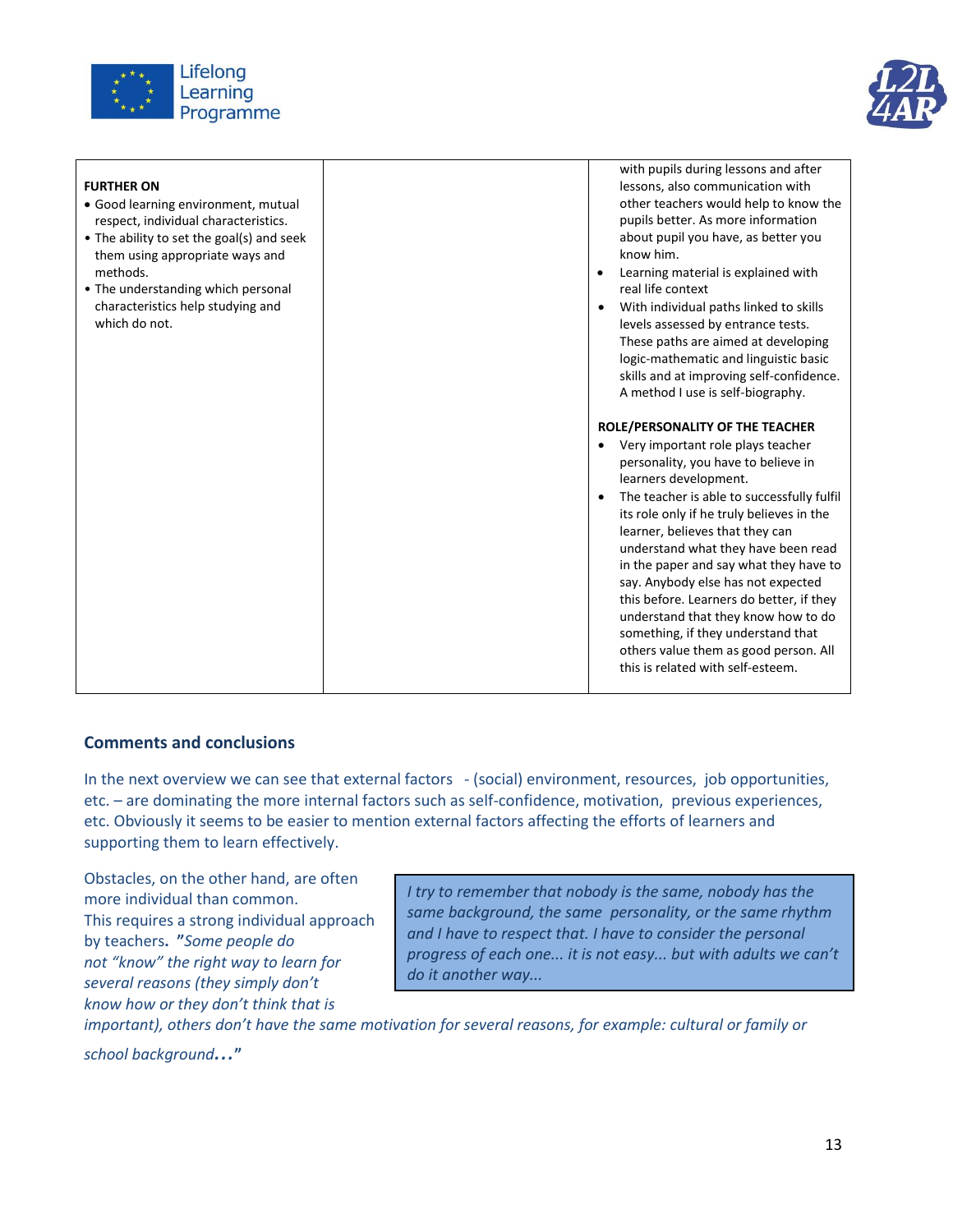| | | |
|---|---|---|
| **FURTHER ON**<br>• Good learning environment, mutual respect, individual characteristics.<br>• The ability to set the goal(s) and seek them using appropriate ways and methods.<br>• The understanding which personal characteristics help studying and which do not. | | with pupils during lessons and after lessons, also communication with other teachers would help to know the pupils better. As more information about pupil you have, as better you know him.<br>• Learning material is explained with real life context<br>• With individual paths linked to skills levels assessed by entrance tests. These paths are aimed at developing logic-mathematic and linguistic basic skills and at improving self-confidence. A method I use is self-biography.<br><br>**ROLE/PERSONALITY OF THE TEACHER**<br>• Very important role plays teacher personality, you have to believe in learners development.<br>• The teacher is able to successfully fulfil its role only if he truly believes in the learner, believes that they can understand what they have been read in the paper and say what they have to say. Anybody else has not expected this before. Learners do better, if they understand that they know how to do something, if they understand that others value them as good person. All this is related with self-esteem. |

## Comments and conclusions

In the next overview we can see that external factors - (social) environment, resources, job opportunities, etc. – are dominating the more internal factors such as self-confidence, motivation, previous experiences, etc. Obviously it seems to be easier to mention external factors affecting the efforts of learners and supporting them to learn effectively.

> *I try to remember that nobody is the same, nobody has the same background, the same personality, or the same rhythm and I have to respect that. I have to consider the personal progress of each one... it is not easy... but with adults we can't do it another way...*

Obstacles, on the other hand, are often more individual than common. This requires a strong individual approach by teachers**.** **"***Some people do not "know" the right way to learn for several reasons (they simply don't know how or they don't think that is important), others don't have the same motivation for several reasons, for example: cultural or family or school background***...**"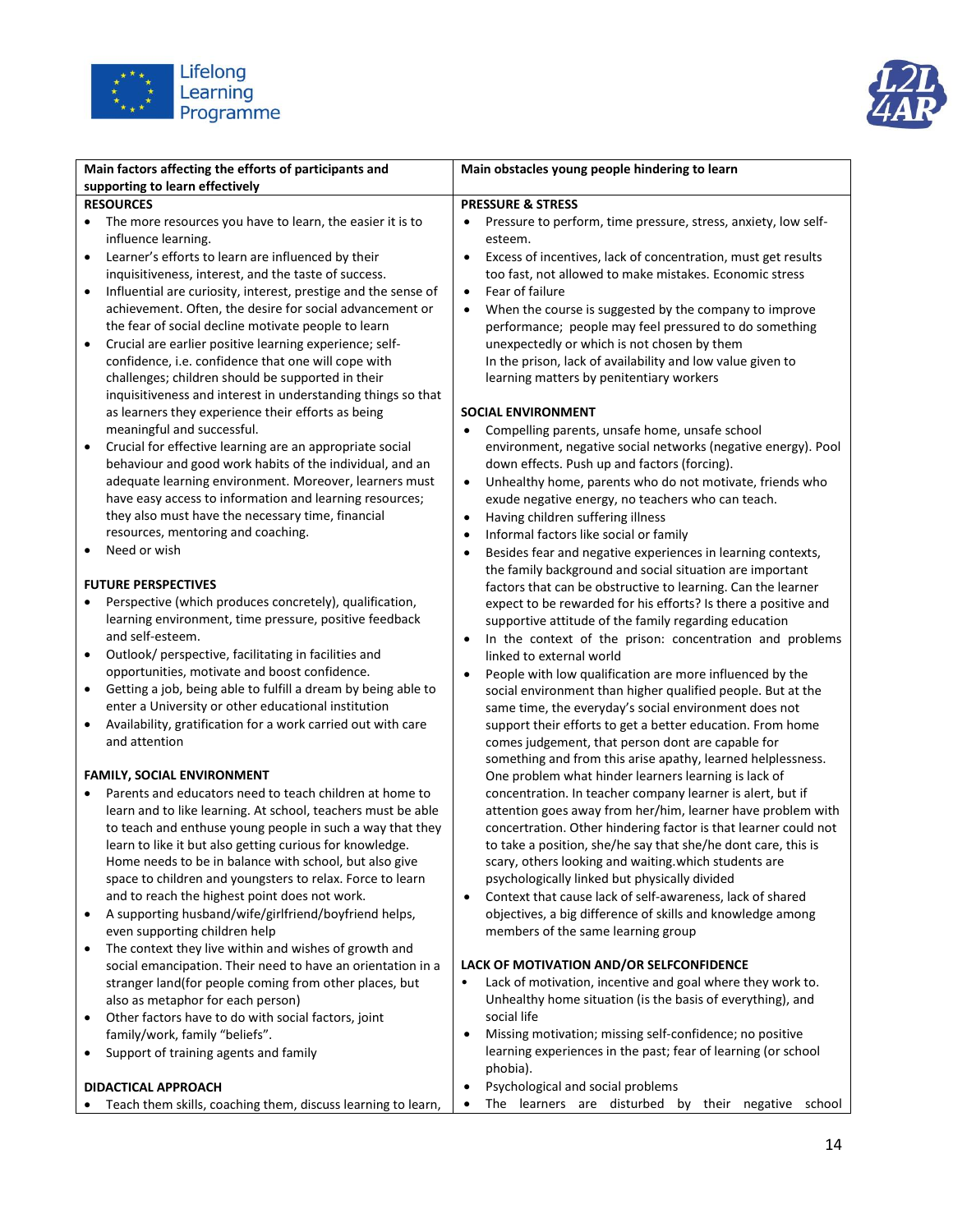| Main factors affecting the efforts of participants and supporting to learn effectively | Main obstacles young people hindering to learn |
|---|---|
| **RESOURCES**<br>• The more resources you have to learn, the easier it is to influence learning.<br>• Learner's efforts to learn are influenced by their inquisitiveness, interest, and the taste of success.<br>• Influential are curiosity, interest, prestige and the sense of achievement. Often, the desire for social advancement or the fear of social decline motivate people to learn<br>• Crucial are earlier positive learning experience; self-confidence, i.e. confidence that one will cope with challenges; children should be supported in their inquisitiveness and interest in understanding things so that as learners they experience their efforts as being meaningful and successful.<br>• Crucial for effective learning are an appropriate social behaviour and good work habits of the individual, and an adequate learning environment. Moreover, learners must have easy access to information and learning resources; they also must have the necessary time, financial resources, mentoring and coaching.<br>• Need or wish<br><br>**FUTURE PERSPECTIVES**<br>• Perspective (which produces concretely), qualification, learning environment, time pressure, positive feedback and self-esteem.<br>• Outlook/ perspective, facilitating in facilities and opportunities, motivate and boost confidence.<br>• Getting a job, being able to fulfill a dream by being able to enter a University or other educational institution<br>• Availability, gratification for a work carried out with care and attention<br><br>**FAMILY, SOCIAL ENVIRONMENT**<br>• Parents and educators need to teach children at home to learn and to like learning. At school, teachers must be able to teach and enthuse young people in such a way that they learn to like it but also getting curious for knowledge. Home needs to be in balance with school, but also give space to children and youngsters to relax. Force to learn and to reach the highest point does not work.<br>• A supporting husband/wife/girlfriend/boyfriend helps, even supporting children help<br>• The context they live within and wishes of growth and social emancipation. Their need to have an orientation in a stranger land(for people coming from other places, but also as metaphor for each person)<br>• Other factors have to do with social factors, joint family/work, family "beliefs".<br>• Support of training agents and family<br><br>**DIDACTICAL APPROACH**<br>• Teach them skills, coaching them, discuss learning to learn, | **PRESSURE & STRESS**<br>• Pressure to perform, time pressure, stress, anxiety, low self-esteem.<br>• Excess of incentives, lack of concentration, must get results too fast, not allowed to make mistakes. Economic stress<br>• Fear of failure<br>• When the course is suggested by the company to improve performance; people may feel pressured to do something unexpectedly or which is not chosen by them<br>In the prison, lack of availability and low value given to learning matters by penitentiary workers<br><br>**SOCIAL ENVIRONMENT**<br>• Compelling parents, unsafe home, unsafe school environment, negative social networks (negative energy). Pool down effects. Push up and factors (forcing).<br>• Unhealthy home, parents who do not motivate, friends who exude negative energy, no teachers who can teach.<br>• Having children suffering illness<br>• Informal factors like social or family<br>• Besides fear and negative experiences in learning contexts, the family background and social situation are important factors that can be obstructive to learning. Can the learner expect to be rewarded for his efforts? Is there a positive and supportive attitude of the family regarding education<br>• In the context of the prison: concentration and problems linked to external world<br>• People with low qualification are more influenced by the social environment than higher qualified people. But at the same time, the everyday's social environment does not support their efforts to get a better education. From home comes judgement, that person dont are capable for something and from this arise apathy, learned helplessness. One problem what hinder learners learning is lack of concentration. In teacher company learner is alert, but if attention goes away from her/him, learner have problem with concertration. Other hindering factor is that learner could not to take a position, she/he say that she/he dont care, this is scary, others looking and waiting.which students are psychologically linked but physically divided<br>• Context that cause lack of self-awareness, lack of shared objectives, a big difference of skills and knowledge among members of the same learning group<br><br>**LACK OF MOTIVATION AND/OR SELFCONFIDENCE**<br>• Lack of motivation, incentive and goal where they work to. Unhealthy home situation (is the basis of everything), and social life<br>• Missing motivation; missing self-confidence; no positive learning experiences in the past; fear of learning (or school phobia).<br>• Psychological and social problems<br>• The learners are disturbed by their negative school |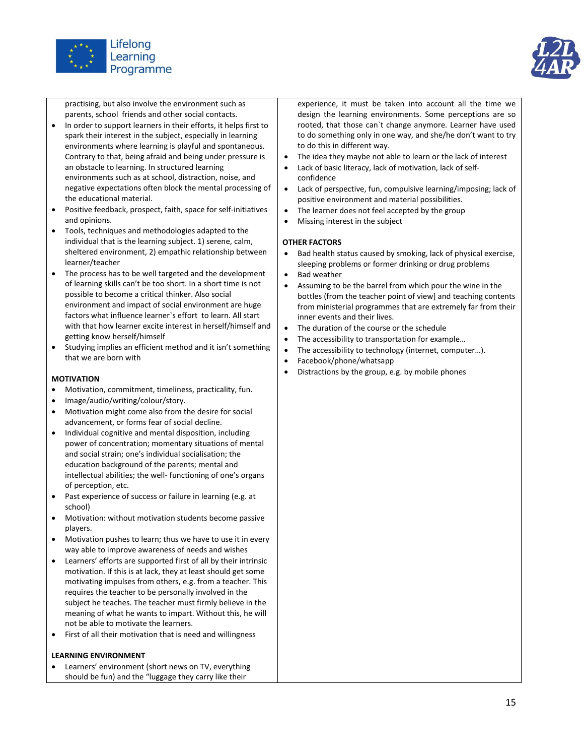practising, but also involve the environment such as parents, school friends and other social contacts.

- In order to support learners in their efforts, it helps first to spark their interest in the subject, especially in learning environments where learning is playful and spontaneous. Contrary to that, being afraid and being under pressure is an obstacle to learning. In structured learning environments such as at school, distraction, noise, and negative expectations often block the mental processing of the educational material.
- Positive feedback, prospect, faith, space for self-initiatives and opinions.
- Tools, techniques and methodologies adapted to the individual that is the learning subject. 1) serene, calm, sheltered environment, 2) empathic relationship between learner/teacher
- The process has to be well targeted and the development of learning skills can't be too short. In a short time is not possible to become a critical thinker. Also social environment and impact of social environment are huge factors what influence learner`s effort to learn. All start with that how learner excite interest in herself/himself and getting know herself/himself
- Studying implies an efficient method and it isn't something that we are born with

**MOTIVATION**

- Motivation, commitment, timeliness, practicality, fun.
- Image/audio/writing/colour/story.
- Motivation might come also from the desire for social advancement, or forms fear of social decline.
- Individual cognitive and mental disposition, including power of concentration; momentary situations of mental and social strain; one's individual socialisation; the education background of the parents; mental and intellectual abilities; the well- functioning of one's organs of perception, etc.
- Past experience of success or failure in learning (e.g. at school)
- Motivation: without motivation students become passive players.
- Motivation pushes to learn; thus we have to use it in every way able to improve awareness of needs and wishes
- Learners' efforts are supported first of all by their intrinsic motivation. If this is at lack, they at least should get some motivating impulses from others, e.g. from a teacher. This requires the teacher to be personally involved in the subject he teaches. The teacher must firmly believe in the meaning of what he wants to impart. Without this, he will not be able to motivate the learners.
- First of all their motivation that is need and willingness

**LEARNING ENVIRONMENT**

- Learners' environment (short news on TV, everything should be fun) and the "luggage they carry like their experience, it must be taken into account all the time we design the learning environments. Some perceptions are so rooted, that those can`t change anymore. Learner have used to do something only in one way, and she/he don't want to try to do this in different way.
- The idea they maybe not able to learn or the lack of interest
- Lack of basic literacy, lack of motivation, lack of self-confidence
- Lack of perspective, fun, compulsive learning/imposing; lack of positive environment and material possibilities.
- The learner does not feel accepted by the group
- Missing interest in the subject

**OTHER FACTORS**

- Bad health status caused by smoking, lack of physical exercise, sleeping problems or former drinking or drug problems
- Bad weather
- Assuming to be the barrel from which pour the wine in the bottles (from the teacher point of view] and teaching contents from ministerial programmes that are extremely far from their inner events and their lives.
- The duration of the course or the schedule
- The accessibility to transportation for example…
- The accessibility to technology (internet, computer…).
- Facebook/phone/whatsapp
- Distractions by the group, e.g. by mobile phones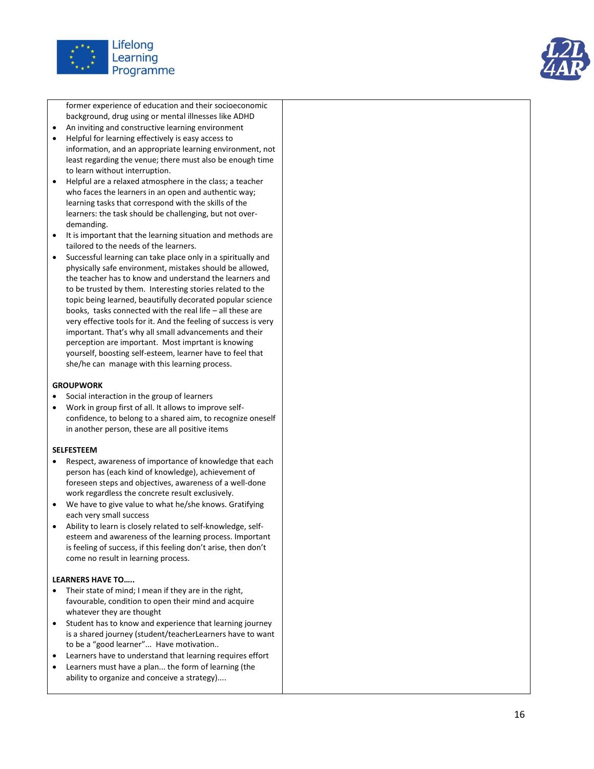| | |
|---|---|
| former experience of education and their socioeconomic background, drug using or mental illnesses like ADHD<br>• An inviting and constructive learning environment<br>• Helpful for learning effectively is easy access to information, and an appropriate learning environment, not least regarding the venue; there must also be enough time to learn without interruption.<br>• Helpful are a relaxed atmosphere in the class; a teacher who faces the learners in an open and authentic way; learning tasks that correspond with the skills of the learners: the task should be challenging, but not over-demanding.<br>• It is important that the learning situation and methods are tailored to the needs of the learners.<br>• Successful learning can take place only in a spiritually and physically safe environment, mistakes should be allowed, the teacher has to know and understand the learners and to be trusted by them. Interesting stories related to the topic being learned, beautifully decorated popular science books, tasks connected with the real life – all these are very effective tools for it. And the feeling of success is very important. That's why all small advancements and their perception are important. Most imprtant is knowing yourself, boosting self-esteem, learner have to feel that she/he can manage with this learning process.<br><br>**GROUPWORK**<br>• Social interaction in the group of learners<br>• Work in group first of all. It allows to improve self-confidence, to belong to a shared aim, to recognize oneself in another person, these are all positive items<br><br>**SELFESTEEM**<br>• Respect, awareness of importance of knowledge that each person has (each kind of knowledge), achievement of foreseen steps and objectives, awareness of a well-done work regardless the concrete result exclusively.<br>• We have to give value to what he/she knows. Gratifying each very small success<br>• Ability to learn is closely related to self-knowledge, self-esteem and awareness of the learning process. Important is feeling of success, if this feeling don't arise, then don't come no result in learning process.<br><br>**LEARNERS HAVE TO…..**<br>• Their state of mind; I mean if they are in the right, favourable, condition to open their mind and acquire whatever they are thought<br>• Student has to know and experience that learning journey is a shared journey (student/teacherLearners have to want to be a "good learner"... Have motivation..<br>• Learners have to understand that learning requires effort<br>• Learners must have a plan... the form of learning (the ability to organize and conceive a strategy).... | |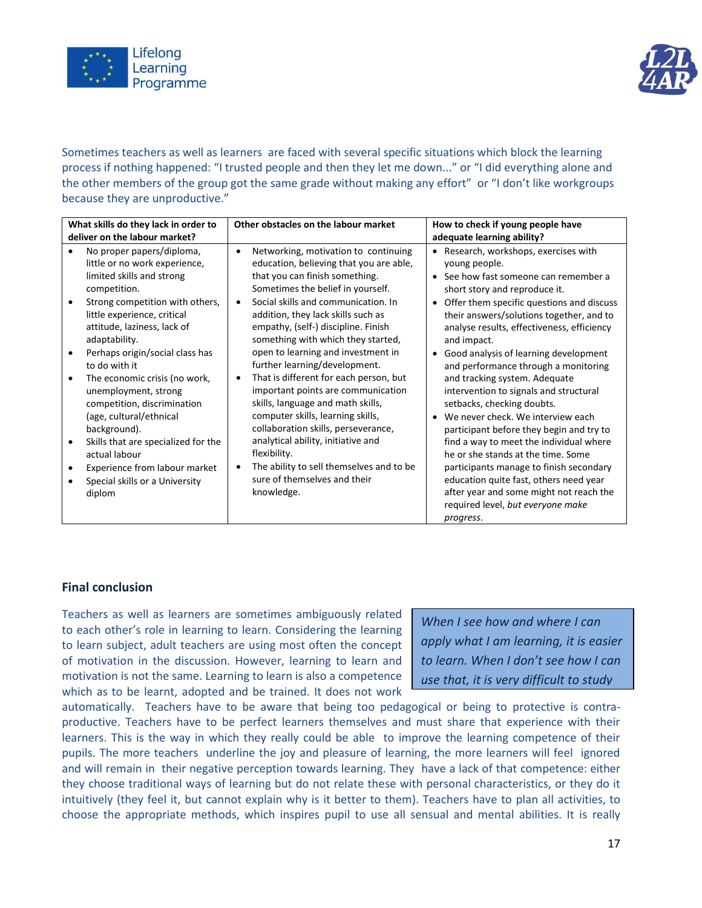Sometimes teachers as well as learners are faced with several specific situations which block the learning process if nothing happened: "I trusted people and then they let me down..." or "I did everything alone and the other members of the group got the same grade without making any effort" or "I don't like workgroups because they are unproductive."

| What skills do they lack in order to deliver on the labour market? | Other obstacles on the labour market | How to check if young people have adequate learning ability? |
|---|---|---|
| • No proper papers/diploma, little or no work experience, limited skills and strong competition.<br>• Strong competition with others, little experience, critical attitude, laziness, lack of adaptability.<br>• Perhaps origin/social class has to do with it<br>• The economic crisis (no work, unemployment, strong competition, discrimination (age, cultural/ethnical background).<br>• Skills that are specialized for the actual labour<br>• Experience from labour market<br>• Special skills or a University diplom | • Networking, motivation to continuing education, believing that you are able, that you can finish something. Sometimes the belief in yourself.<br>• Social skills and communication. In addition, they lack skills such as empathy, (self-) discipline. Finish something with which they started, open to learning and investment in further learning/development.<br>• That is different for each person, but important points are communication skills, language and math skills, computer skills, learning skills, collaboration skills, perseverance, analytical ability, initiative and flexibility.<br>• The ability to sell themselves and to be sure of themselves and their knowledge. | • Research, workshops, exercises with young people.<br>• See how fast someone can remember a short story and reproduce it.<br>• Offer them specific questions and discuss their answers/solutions together, and to analyse results, effectiveness, efficiency and impact.<br>• Good analysis of learning development and performance through a monitoring and tracking system. Adequate intervention to signals and structural setbacks, checking doubts.<br>• We never check. We interview each participant before they begin and try to find a way to meet the individual where he or she stands at the time. Some participants manage to finish secondary education quite fast, others need year after year and some might not reach the required level, *but everyone make progress*. |

## Final conclusion

> *When I see how and where I can apply what I am learning, it is easier to learn. When I don't see how I can use that, it is very difficult to study*

Teachers as well as learners are sometimes ambiguously related to each other's role in learning to learn. Considering the learning to learn subject, adult teachers are using most often the concept of motivation in the discussion. However, learning to learn and motivation is not the same. Learning to learn is also a competence which as to be learnt, adopted and be trained. It does not work automatically. Teachers have to be aware that being too pedagogical or being to protective is contra-productive. Teachers have to be perfect learners themselves and must share that experience with their learners. This is the way in which they really could be able to improve the learning competence of their pupils. The more teachers underline the joy and pleasure of learning, the more learners will feel ignored and will remain in their negative perception towards learning. They have a lack of that competence: either they choose traditional ways of learning but do not relate these with personal characteristics, or they do it intuitively (they feel it, but cannot explain why is it better to them). Teachers have to plan all activities, to choose the appropriate methods, which inspires pupil to use all sensual and mental abilities. It is really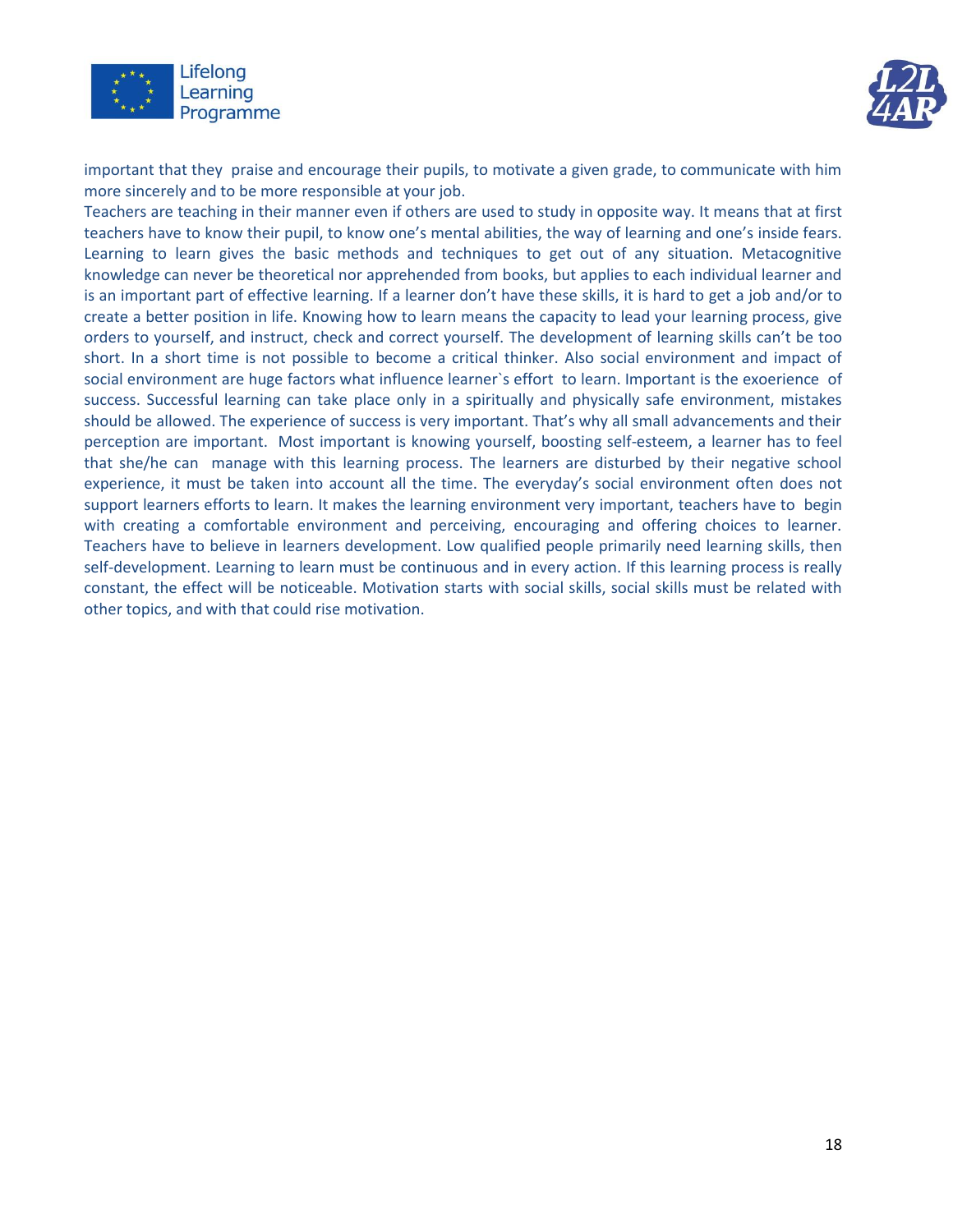important that they praise and encourage their pupils, to motivate a given grade, to communicate with him more sincerely and to be more responsible at your job.

Teachers are teaching in their manner even if others are used to study in opposite way. It means that at first teachers have to know their pupil, to know one's mental abilities, the way of learning and one's inside fears. Learning to learn gives the basic methods and techniques to get out of any situation. Metacognitive knowledge can never be theoretical nor apprehended from books, but applies to each individual learner and is an important part of effective learning. If a learner don't have these skills, it is hard to get a job and/or to create a better position in life. Knowing how to learn means the capacity to lead your learning process, give orders to yourself, and instruct, check and correct yourself. The development of learning skills can't be too short. In a short time is not possible to become a critical thinker. Also social environment and impact of social environment are huge factors what influence learner`s effort to learn. Important is the exoerience of success. Successful learning can take place only in a spiritually and physically safe environment, mistakes should be allowed. The experience of success is very important. That's why all small advancements and their perception are important. Most important is knowing yourself, boosting self-esteem, a learner has to feel that she/he can manage with this learning process. The learners are disturbed by their negative school experience, it must be taken into account all the time. The everyday's social environment often does not support learners efforts to learn. It makes the learning environment very important, teachers have to begin with creating a comfortable environment and perceiving, encouraging and offering choices to learner. Teachers have to believe in learners development. Low qualified people primarily need learning skills, then self-development. Learning to learn must be continuous and in every action. If this learning process is really constant, the effect will be noticeable. Motivation starts with social skills, social skills must be related with other topics, and with that could rise motivation.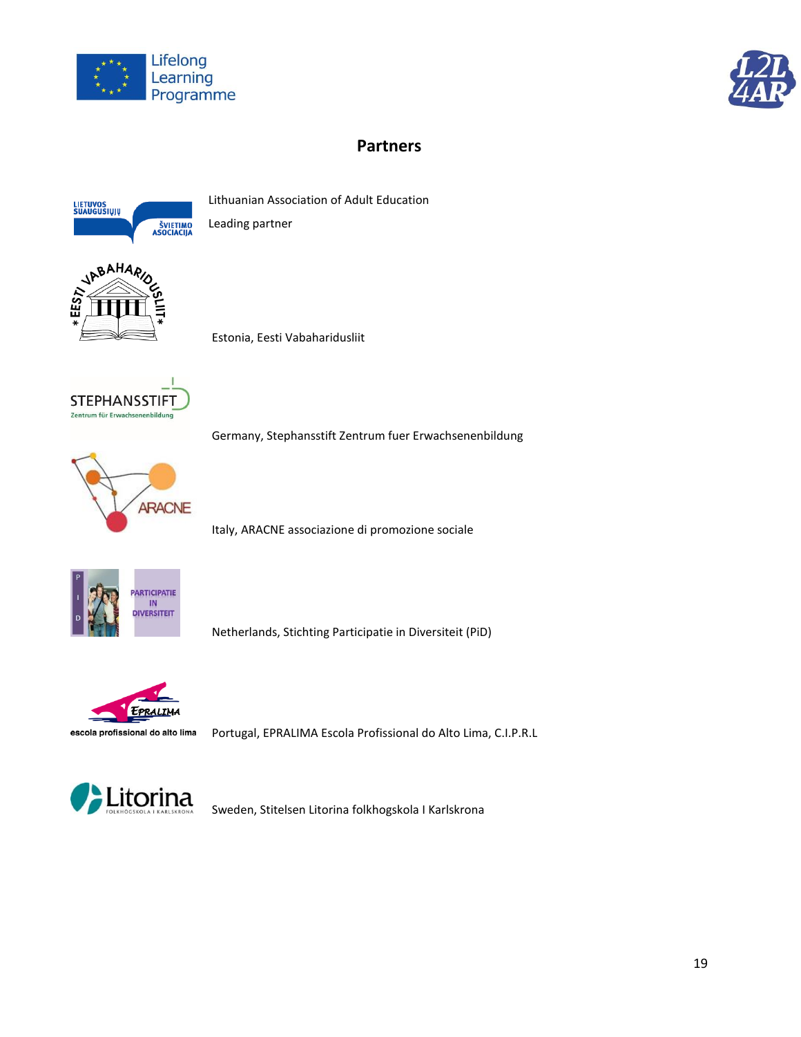## Partners

Lithuanian Association of Adult Education

Leading partner

Estonia, Eesti Vabaharidusliit

Germany, Stephansstift Zentrum fuer Erwachsenenbildung

Italy, ARACNE associazione di promozione sociale

Netherlands, Stichting Participatie in Diversiteit (PiD)

Portugal, EPRALIMA Escola Profissional do Alto Lima, C.I.P.R.L

Sweden, Stitelsen Litorina folkhogskola I Karlskrona